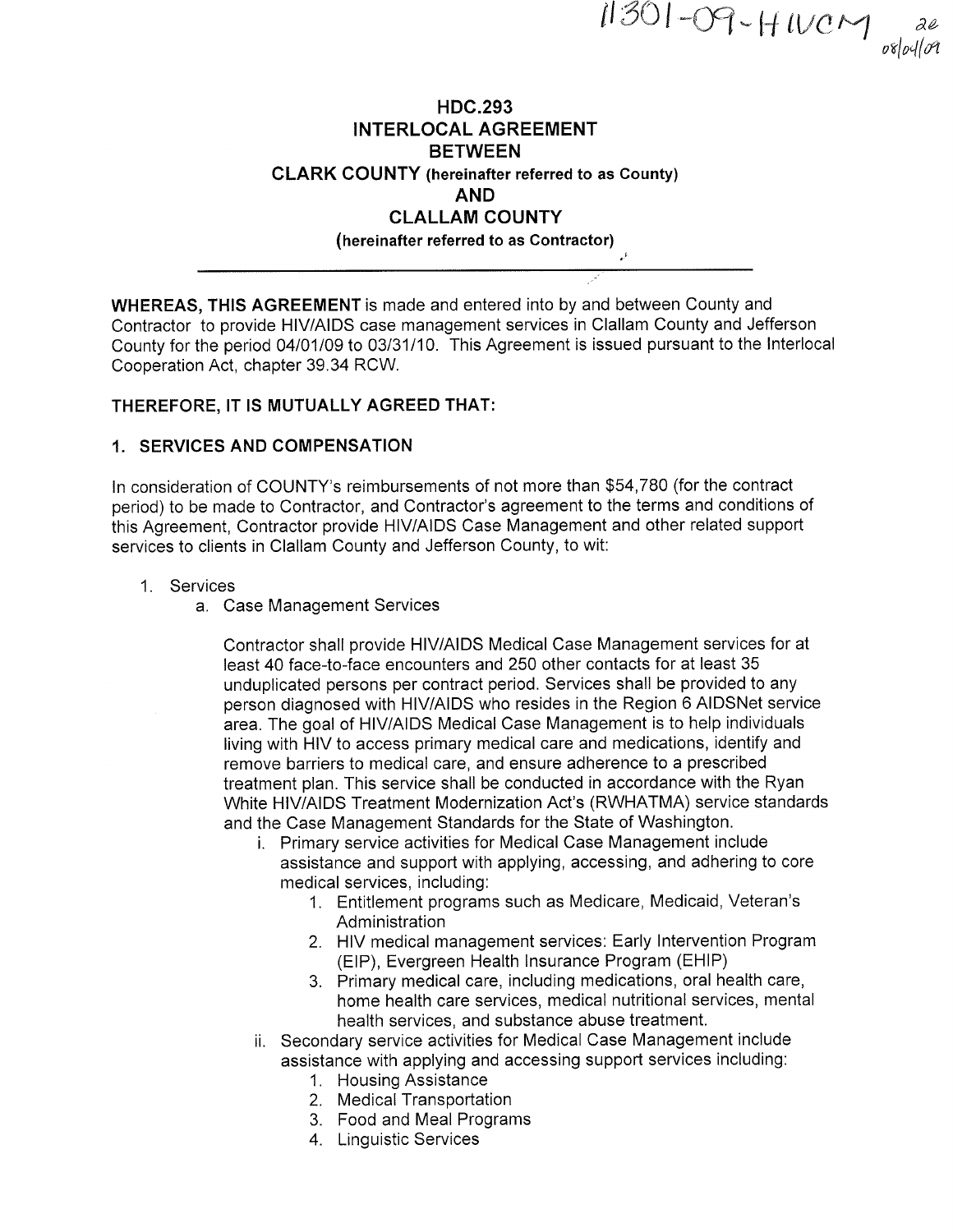11301-09-HIVCM ae 08/04/09

# HDC.293
# INTERLOCAL AGREEMENT
# BETWEEN
# CLARK COUNTY (hereinafter referred to as County)
# AND
# CLALLAM COUNTY
## (hereinafter referred to as Contractor)

---

**WHEREAS, THIS AGREEMENT** is made and entered into by and between County and Contractor to provide HIV/AIDS case management services in Clallam County and Jefferson County for the period 04/01/09 to 03/31/10. This Agreement is issued pursuant to the Interlocal Cooperation Act, chapter 39.34 RCW.

**THEREFORE, IT IS MUTUALLY AGREED THAT:**

## 1. SERVICES AND COMPENSATION

In consideration of COUNTY's reimbursements of not more than $54,780 (for the contract period) to be made to Contractor, and Contractor's agreement to the terms and conditions of this Agreement, Contractor provide HIV/AIDS Case Management and other related support services to clients in Clallam County and Jefferson County, to wit:

1. Services
   a. Case Management Services

      Contractor shall provide HIV/AIDS Medical Case Management services for at least 40 face-to-face encounters and 250 other contacts for at least 35 unduplicated persons per contract period. Services shall be provided to any person diagnosed with HIV/AIDS who resides in the Region 6 AIDSNet service area. The goal of HIV/AIDS Medical Case Management is to help individuals living with HIV to access primary medical care and medications, identify and remove barriers to medical care, and ensure adherence to a prescribed treatment plan. This service shall be conducted in accordance with the Ryan White HIV/AIDS Treatment Modernization Act's (RWHATMA) service standards and the Case Management Standards for the State of Washington.

      i. Primary service activities for Medical Case Management include assistance and support with applying, accessing, and adhering to core medical services, including:
         1. Entitlement programs such as Medicare, Medicaid, Veteran's Administration
         2. HIV medical management services: Early Intervention Program (EIP), Evergreen Health Insurance Program (EHIP)
         3. Primary medical care, including medications, oral health care, home health care services, medical nutritional services, mental health services, and substance abuse treatment.

      ii. Secondary service activities for Medical Case Management include assistance with applying and accessing support services including:
         1. Housing Assistance
         2. Medical Transportation
         3. Food and Meal Programs
         4. Linguistic Services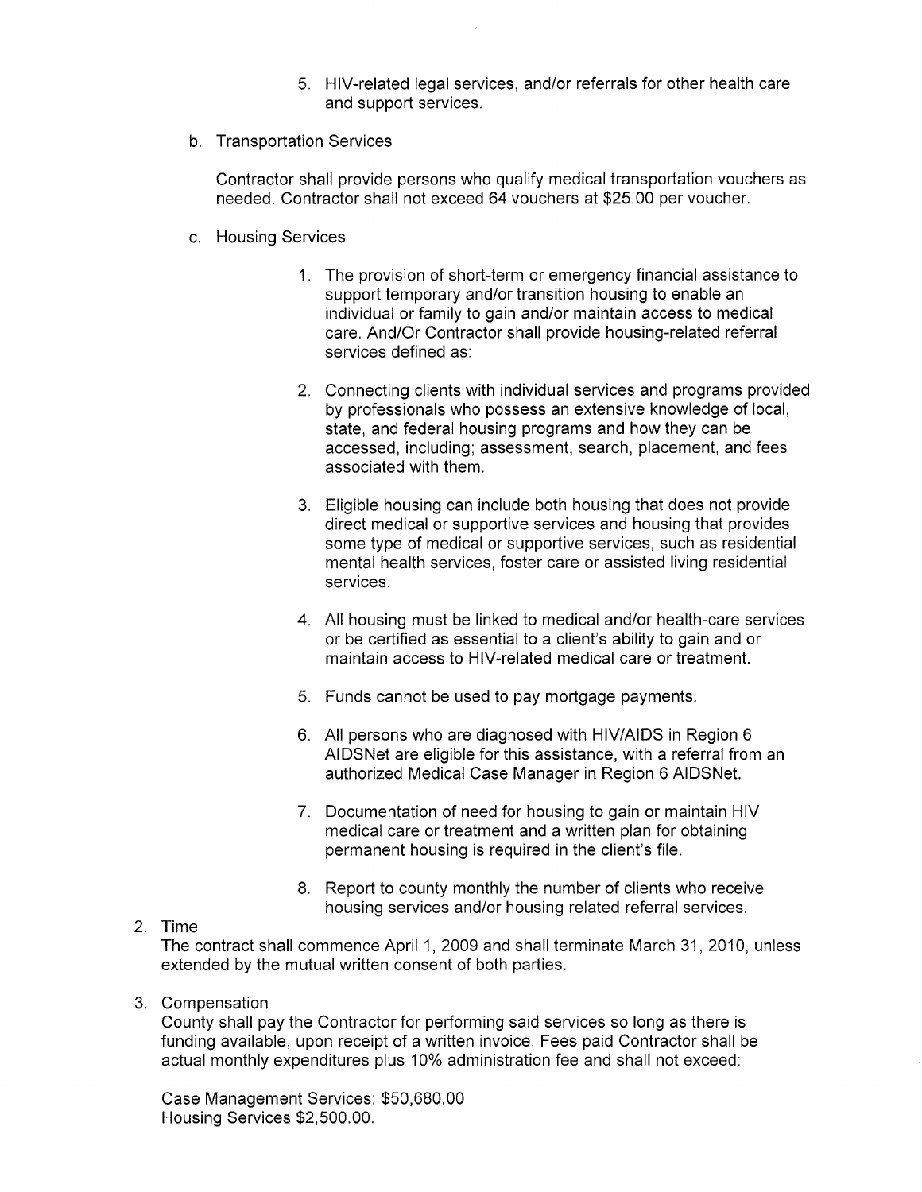5. HIV-related legal services, and/or referrals for other health care and support services.

b. Transportation Services

Contractor shall provide persons who qualify medical transportation vouchers as needed. Contractor shall not exceed 64 vouchers at $25.00 per voucher.

c. Housing Services

1. The provision of short-term or emergency financial assistance to support temporary and/or transition housing to enable an individual or family to gain and/or maintain access to medical care. And/Or Contractor shall provide housing-related referral services defined as:

2. Connecting clients with individual services and programs provided by professionals who possess an extensive knowledge of local, state, and federal housing programs and how they can be accessed, including; assessment, search, placement, and fees associated with them.

3. Eligible housing can include both housing that does not provide direct medical or supportive services and housing that provides some type of medical or supportive services, such as residential mental health services, foster care or assisted living residential services.

4. All housing must be linked to medical and/or health-care services or be certified as essential to a client's ability to gain and or maintain access to HIV-related medical care or treatment.

5. Funds cannot be used to pay mortgage payments.

6. All persons who are diagnosed with HIV/AIDS in Region 6 AIDSNet are eligible for this assistance, with a referral from an authorized Medical Case Manager in Region 6 AIDSNet.

7. Documentation of need for housing to gain or maintain HIV medical care or treatment and a written plan for obtaining permanent housing is required in the client's file.

8. Report to county monthly the number of clients who receive housing services and/or housing related referral services.

2. Time

The contract shall commence April 1, 2009 and shall terminate March 31, 2010, unless extended by the mutual written consent of both parties.

3. Compensation

County shall pay the Contractor for performing said services so long as there is funding available, upon receipt of a written invoice. Fees paid Contractor shall be actual monthly expenditures plus 10% administration fee and shall not exceed:

Case Management Services: $50,680.00
Housing Services $2,500.00.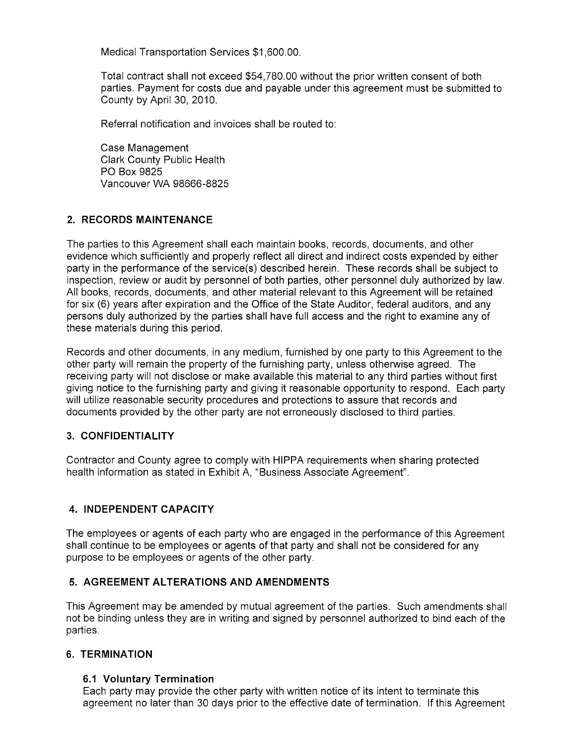Medical Transportation Services $1,600.00.

Total contract shall not exceed $54,780.00 without the prior written consent of both parties. Payment for costs due and payable under this agreement must be submitted to County by April 30, 2010.

Referral notification and invoices shall be routed to:

Case Management
Clark County Public Health
PO Box 9825
Vancouver WA 98666-8825

## 2. RECORDS MAINTENANCE

The parties to this Agreement shall each maintain books, records, documents, and other evidence which sufficiently and properly reflect all direct and indirect costs expended by either party in the performance of the service(s) described herein. These records shall be subject to inspection, review or audit by personnel of both parties, other personnel duly authorized by law. All books, records, documents, and other material relevant to this Agreement will be retained for six (6) years after expiration and the Office of the State Auditor, federal auditors, and any persons duly authorized by the parties shall have full access and the right to examine any of these materials during this period.

Records and other documents, in any medium, furnished by one party to this Agreement to the other party will remain the property of the furnishing party, unless otherwise agreed. The receiving party will not disclose or make available this material to any third parties without first giving notice to the furnishing party and giving it reasonable opportunity to respond. Each party will utilize reasonable security procedures and protections to assure that records and documents provided by the other party are not erroneously disclosed to third parties.

## 3. CONFIDENTIALITY

Contractor and County agree to comply with HIPPA requirements when sharing protected health information as stated in Exhibit A, "Business Associate Agreement".

## 4. INDEPENDENT CAPACITY

The employees or agents of each party who are engaged in the performance of this Agreement shall continue to be employees or agents of that party and shall not be considered for any purpose to be employees or agents of the other party.

## 5. AGREEMENT ALTERATIONS AND AMENDMENTS

This Agreement may be amended by mutual agreement of the parties. Such amendments shall not be binding unless they are in writing and signed by personnel authorized to bind each of the parties.

## 6. TERMINATION

### 6.1 Voluntary Termination

Each party may provide the other party with written notice of its intent to terminate this agreement no later than 30 days prior to the effective date of termination. If this Agreement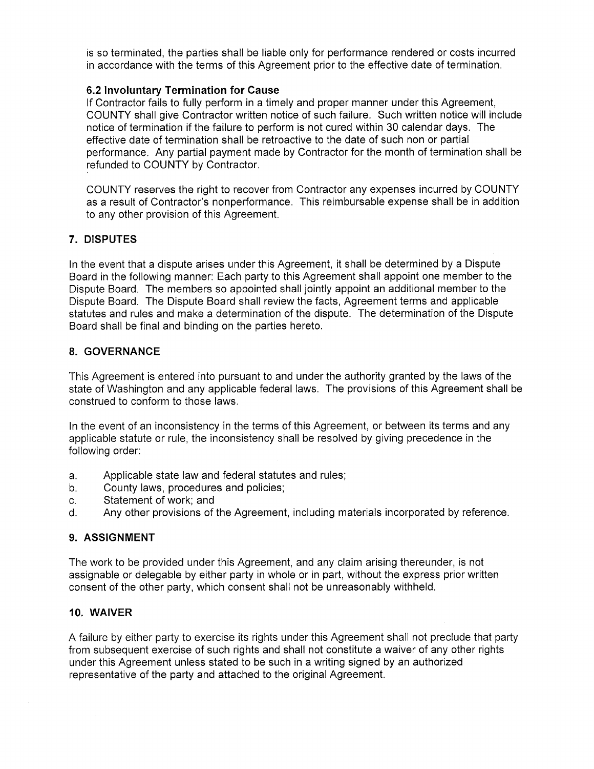is so terminated, the parties shall be liable only for performance rendered or costs incurred in accordance with the terms of this Agreement prior to the effective date of termination.

### 6.2 Involuntary Termination for Cause

If Contractor fails to fully perform in a timely and proper manner under this Agreement, COUNTY shall give Contractor written notice of such failure. Such written notice will include notice of termination if the failure to perform is not cured within 30 calendar days. The effective date of termination shall be retroactive to the date of such non or partial performance. Any partial payment made by Contractor for the month of termination shall be refunded to COUNTY by Contractor.

COUNTY reserves the right to recover from Contractor any expenses incurred by COUNTY as a result of Contractor's nonperformance. This reimbursable expense shall be in addition to any other provision of this Agreement.

## 7. DISPUTES

In the event that a dispute arises under this Agreement, it shall be determined by a Dispute Board in the following manner: Each party to this Agreement shall appoint one member to the Dispute Board. The members so appointed shall jointly appoint an additional member to the Dispute Board. The Dispute Board shall review the facts, Agreement terms and applicable statutes and rules and make a determination of the dispute. The determination of the Dispute Board shall be final and binding on the parties hereto.

## 8. GOVERNANCE

This Agreement is entered into pursuant to and under the authority granted by the laws of the state of Washington and any applicable federal laws. The provisions of this Agreement shall be construed to conform to those laws.

In the event of an inconsistency in the terms of this Agreement, or between its terms and any applicable statute or rule, the inconsistency shall be resolved by giving precedence in the following order:

a. Applicable state law and federal statutes and rules;
b. County laws, procedures and policies;
c. Statement of work; and
d. Any other provisions of the Agreement, including materials incorporated by reference.

## 9. ASSIGNMENT

The work to be provided under this Agreement, and any claim arising thereunder, is not assignable or delegable by either party in whole or in part, without the express prior written consent of the other party, which consent shall not be unreasonably withheld.

## 10. WAIVER

A failure by either party to exercise its rights under this Agreement shall not preclude that party from subsequent exercise of such rights and shall not constitute a waiver of any other rights under this Agreement unless stated to be such in a writing signed by an authorized representative of the party and attached to the original Agreement.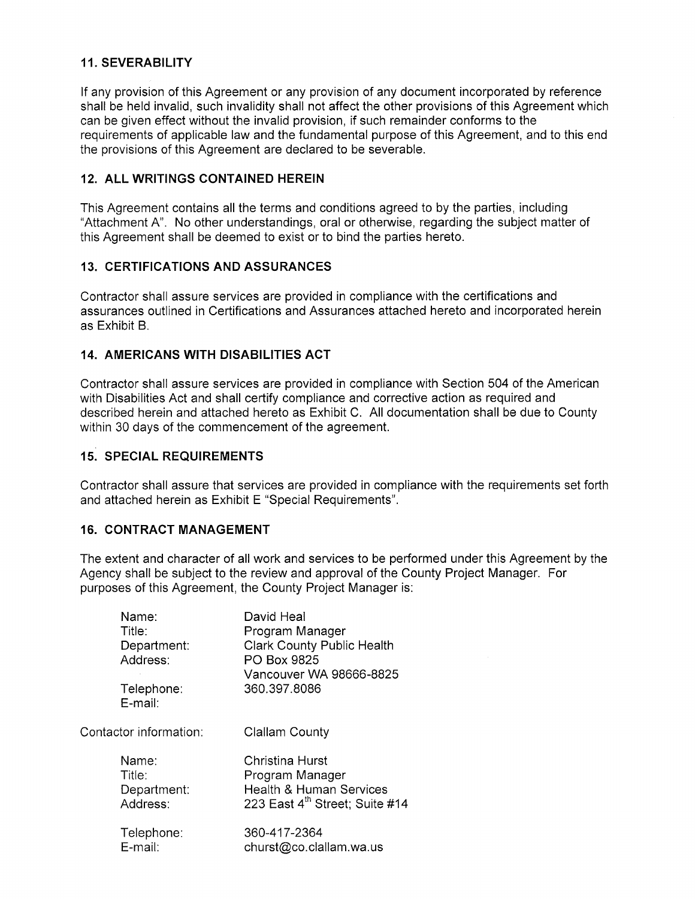### 11. SEVERABILITY

If any provision of this Agreement or any provision of any document incorporated by reference shall be held invalid, such invalidity shall not affect the other provisions of this Agreement which can be given effect without the invalid provision, if such remainder conforms to the requirements of applicable law and the fundamental purpose of this Agreement, and to this end the provisions of this Agreement are declared to be severable.

### 12. ALL WRITINGS CONTAINED HEREIN

This Agreement contains all the terms and conditions agreed to by the parties, including "Attachment A". No other understandings, oral or otherwise, regarding the subject matter of this Agreement shall be deemed to exist or to bind the parties hereto.

### 13. CERTIFICATIONS AND ASSURANCES

Contractor shall assure services are provided in compliance with the certifications and assurances outlined in Certifications and Assurances attached hereto and incorporated herein as Exhibit B.

### 14. AMERICANS WITH DISABILITIES ACT

Contractor shall assure services are provided in compliance with Section 504 of the American with Disabilities Act and shall certify compliance and corrective action as required and described herein and attached hereto as Exhibit C. All documentation shall be due to County within 30 days of the commencement of the agreement.

### 15. SPECIAL REQUIREMENTS

Contractor shall assure that services are provided in compliance with the requirements set forth and attached herein as Exhibit E "Special Requirements".

### 16. CONTRACT MANAGEMENT

The extent and character of all work and services to be performed under this Agreement by the Agency shall be subject to the review and approval of the County Project Manager. For purposes of this Agreement, the County Project Manager is:

| | |
|---|---|
| Name: | David Heal |
| Title: | Program Manager |
| Department: | Clark County Public Health |
| Address: | PO Box 9825<br>Vancouver WA 98666-8825 |
| Telephone: | 360.397.8086 |
| E-mail: | |

Contactor information: Clallam County

| | |
|---|---|
| Name: | Christina Hurst |
| Title: | Program Manager |
| Department: | Health & Human Services |
| Address: | 223 East 4th Street; Suite #14 |
| Telephone: | 360-417-2364 |
| E-mail: | churst@co.clallam.wa.us |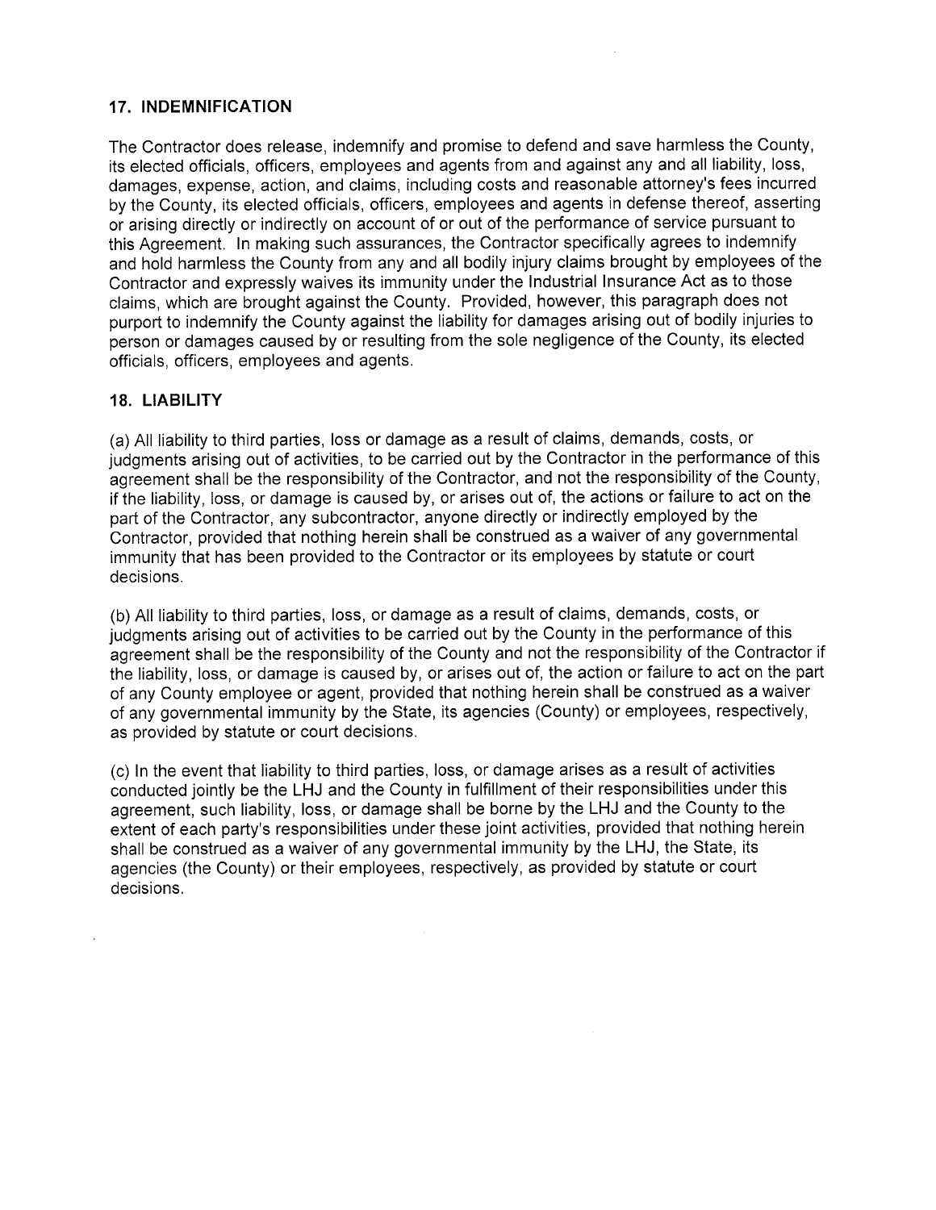### 17. INDEMNIFICATION

The Contractor does release, indemnify and promise to defend and save harmless the County, its elected officials, officers, employees and agents from and against any and all liability, loss, damages, expense, action, and claims, including costs and reasonable attorney's fees incurred by the County, its elected officials, officers, employees and agents in defense thereof, asserting or arising directly or indirectly on account of or out of the performance of service pursuant to this Agreement. In making such assurances, the Contractor specifically agrees to indemnify and hold harmless the County from any and all bodily injury claims brought by employees of the Contractor and expressly waives its immunity under the Industrial Insurance Act as to those claims, which are brought against the County. Provided, however, this paragraph does not purport to indemnify the County against the liability for damages arising out of bodily injuries to person or damages caused by or resulting from the sole negligence of the County, its elected officials, officers, employees and agents.

### 18. LIABILITY

(a) All liability to third parties, loss or damage as a result of claims, demands, costs, or judgments arising out of activities, to be carried out by the Contractor in the performance of this agreement shall be the responsibility of the Contractor, and not the responsibility of the County, if the liability, loss, or damage is caused by, or arises out of, the actions or failure to act on the part of the Contractor, any subcontractor, anyone directly or indirectly employed by the Contractor, provided that nothing herein shall be construed as a waiver of any governmental immunity that has been provided to the Contractor or its employees by statute or court decisions.

(b) All liability to third parties, loss, or damage as a result of claims, demands, costs, or judgments arising out of activities to be carried out by the County in the performance of this agreement shall be the responsibility of the County and not the responsibility of the Contractor if the liability, loss, or damage is caused by, or arises out of, the action or failure to act on the part of any County employee or agent, provided that nothing herein shall be construed as a waiver of any governmental immunity by the State, its agencies (County) or employees, respectively, as provided by statute or court decisions.

(c) In the event that liability to third parties, loss, or damage arises as a result of activities conducted jointly be the LHJ and the County in fulfillment of their responsibilities under this agreement, such liability, loss, or damage shall be borne by the LHJ and the County to the extent of each party's responsibilities under these joint activities, provided that nothing herein shall be construed as a waiver of any governmental immunity by the LHJ, the State, its agencies (the County) or their employees, respectively, as provided by statute or court decisions.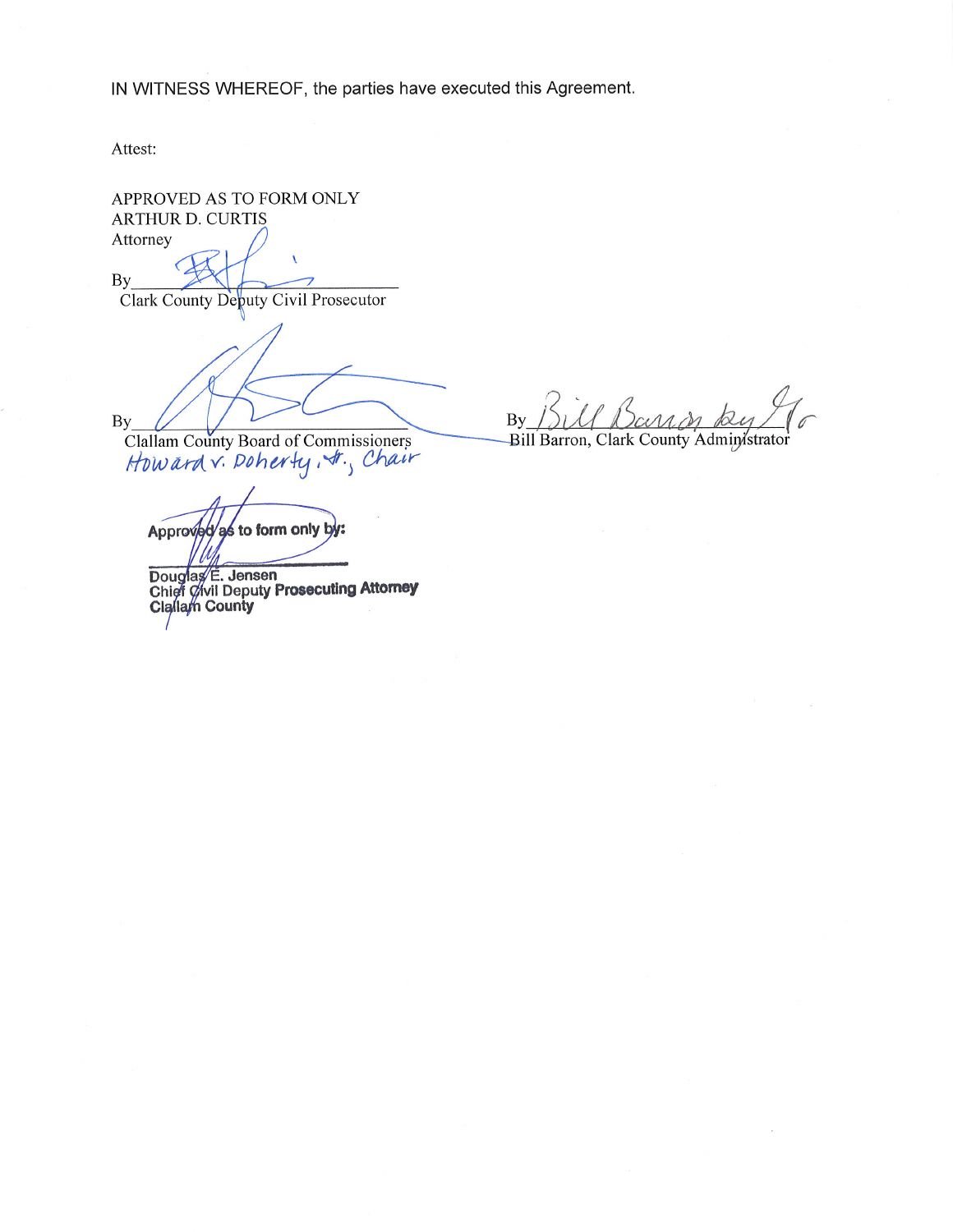IN WITNESS WHEREOF, the parties have executed this Agreement.

Attest:

APPROVED AS TO FORM ONLY
ARTHUR D. CURTIS
Attorney

By______________________________
Clark County Deputy Civil Prosecutor

By______________________________
Clallam County Board of Commissioners
Howard V. Doherty, Jr., Chair

By Bill Barron by ____
Bill Barron, Clark County Administrator

**Approved as to form only by:**

______________________________
**Douglas E. Jensen**
**Chief Civil Deputy Prosecuting Attorney**
**Clallam County**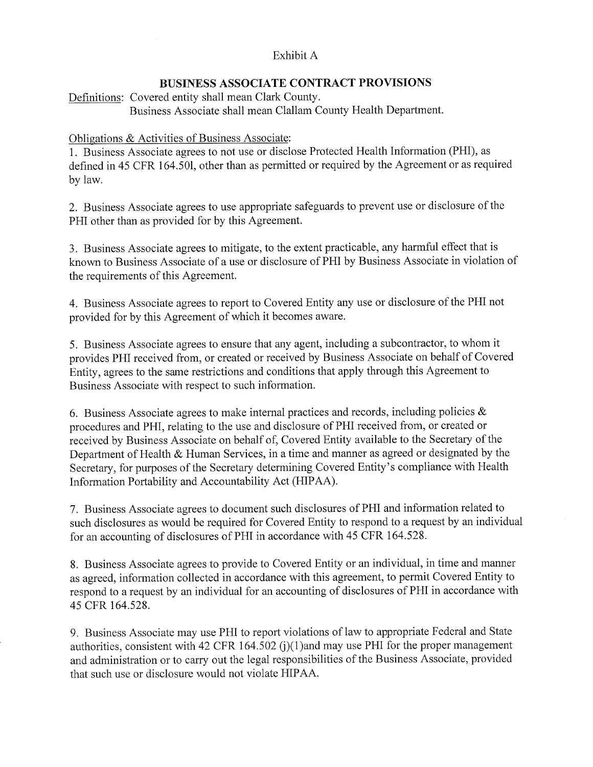Exhibit A

## BUSINESS ASSOCIATE CONTRACT PROVISIONS

Definitions: Covered entity shall mean Clark County.
Business Associate shall mean Clallam County Health Department.

Obligations & Activities of Business Associate:

1. Business Associate agrees to not use or disclose Protected Health Information (PHI), as defined in 45 CFR 164.501, other than as permitted or required by the Agreement or as required by law.

2. Business Associate agrees to use appropriate safeguards to prevent use or disclosure of the PHI other than as provided for by this Agreement.

3. Business Associate agrees to mitigate, to the extent practicable, any harmful effect that is known to Business Associate of a use or disclosure of PHI by Business Associate in violation of the requirements of this Agreement.

4. Business Associate agrees to report to Covered Entity any use or disclosure of the PHI not provided for by this Agreement of which it becomes aware.

5. Business Associate agrees to ensure that any agent, including a subcontractor, to whom it provides PHI received from, or created or received by Business Associate on behalf of Covered Entity, agrees to the same restrictions and conditions that apply through this Agreement to Business Associate with respect to such information.

6. Business Associate agrees to make internal practices and records, including policies & procedures and PHI, relating to the use and disclosure of PHI received from, or created or received by Business Associate on behalf of, Covered Entity available to the Secretary of the Department of Health & Human Services, in a time and manner as agreed or designated by the Secretary, for purposes of the Secretary determining Covered Entity's compliance with Health Information Portability and Accountability Act (HIPAA).

7. Business Associate agrees to document such disclosures of PHI and information related to such disclosures as would be required for Covered Entity to respond to a request by an individual for an accounting of disclosures of PHI in accordance with 45 CFR 164.528.

8. Business Associate agrees to provide to Covered Entity or an individual, in time and manner as agreed, information collected in accordance with this agreement, to permit Covered Entity to respond to a request by an individual for an accounting of disclosures of PHI in accordance with 45 CFR 164.528.

9. Business Associate may use PHI to report violations of law to appropriate Federal and State authorities, consistent with 42 CFR 164.502 (j)(1)and may use PHI for the proper management and administration or to carry out the legal responsibilities of the Business Associate, provided that such use or disclosure would not violate HIPAA.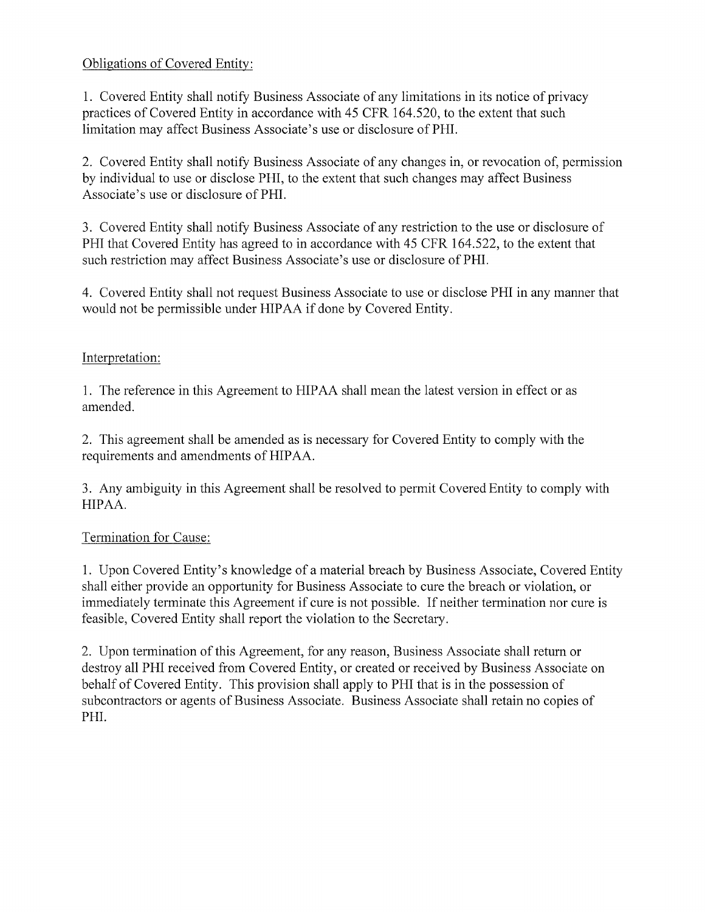Obligations of Covered Entity:

1. Covered Entity shall notify Business Associate of any limitations in its notice of privacy practices of Covered Entity in accordance with 45 CFR 164.520, to the extent that such limitation may affect Business Associate's use or disclosure of PHI.

2. Covered Entity shall notify Business Associate of any changes in, or revocation of, permission by individual to use or disclose PHI, to the extent that such changes may affect Business Associate's use or disclosure of PHI.

3. Covered Entity shall notify Business Associate of any restriction to the use or disclosure of PHI that Covered Entity has agreed to in accordance with 45 CFR 164.522, to the extent that such restriction may affect Business Associate's use or disclosure of PHI.

4. Covered Entity shall not request Business Associate to use or disclose PHI in any manner that would not be permissible under HIPAA if done by Covered Entity.

Interpretation:

1. The reference in this Agreement to HIPAA shall mean the latest version in effect or as amended.

2. This agreement shall be amended as is necessary for Covered Entity to comply with the requirements and amendments of HIPAA.

3. Any ambiguity in this Agreement shall be resolved to permit Covered Entity to comply with HIPAA.

Termination for Cause:

1. Upon Covered Entity's knowledge of a material breach by Business Associate, Covered Entity shall either provide an opportunity for Business Associate to cure the breach or violation, or immediately terminate this Agreement if cure is not possible. If neither termination nor cure is feasible, Covered Entity shall report the violation to the Secretary.

2. Upon termination of this Agreement, for any reason, Business Associate shall return or destroy all PHI received from Covered Entity, or created or received by Business Associate on behalf of Covered Entity. This provision shall apply to PHI that is in the possession of subcontractors or agents of Business Associate. Business Associate shall retain no copies of PHI.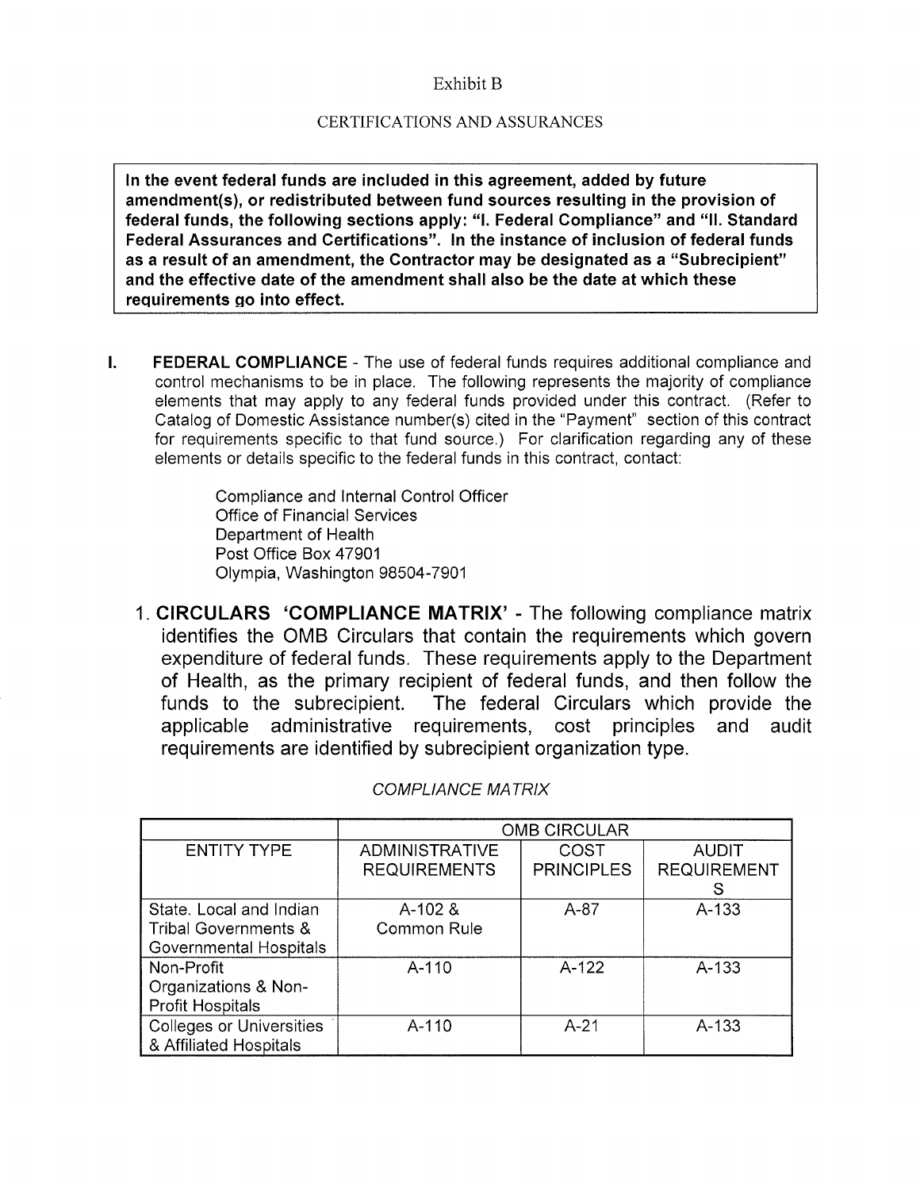Exhibit B

CERTIFICATIONS AND ASSURANCES

**In the event federal funds are included in this agreement, added by future amendment(s), or redistributed between fund sources resulting in the provision of federal funds, the following sections apply: "I. Federal Compliance" and "II. Standard Federal Assurances and Certifications". In the instance of inclusion of federal funds as a result of an amendment, the Contractor may be designated as a "Subrecipient" and the effective date of the amendment shall also be the date at which these requirements go into effect.**

**I. FEDERAL COMPLIANCE** - The use of federal funds requires additional compliance and control mechanisms to be in place. The following represents the majority of compliance elements that may apply to any federal funds provided under this contract. (Refer to Catalog of Domestic Assistance number(s) cited in the "Payment" section of this contract for requirements specific to that fund source.) For clarification regarding any of these elements or details specific to the federal funds in this contract, contact:

Compliance and Internal Control Officer
Office of Financial Services
Department of Health
Post Office Box 47901
Olympia, Washington 98504-7901

1. **CIRCULARS 'COMPLIANCE MATRIX'** - The following compliance matrix identifies the OMB Circulars that contain the requirements which govern expenditure of federal funds. These requirements apply to the Department of Health, as the primary recipient of federal funds, and then follow the funds to the subrecipient. The federal Circulars which provide the applicable administrative requirements, cost principles and audit requirements are identified by subrecipient organization type.

*COMPLIANCE MATRIX*

| | OMB CIRCULAR | | |
|---|---|---|---|
| ENTITY TYPE | ADMINISTRATIVE REQUIREMENTS | COST PRINCIPLES | AUDIT REQUIREMENTS |
| State. Local and Indian Tribal Governments & Governmental Hospitals | A-102 & Common Rule | A-87 | A-133 |
| Non-Profit Organizations & Non-Profit Hospitals | A-110 | A-122 | A-133 |
| Colleges or Universities & Affiliated Hospitals | A-110 | A-21 | A-133 |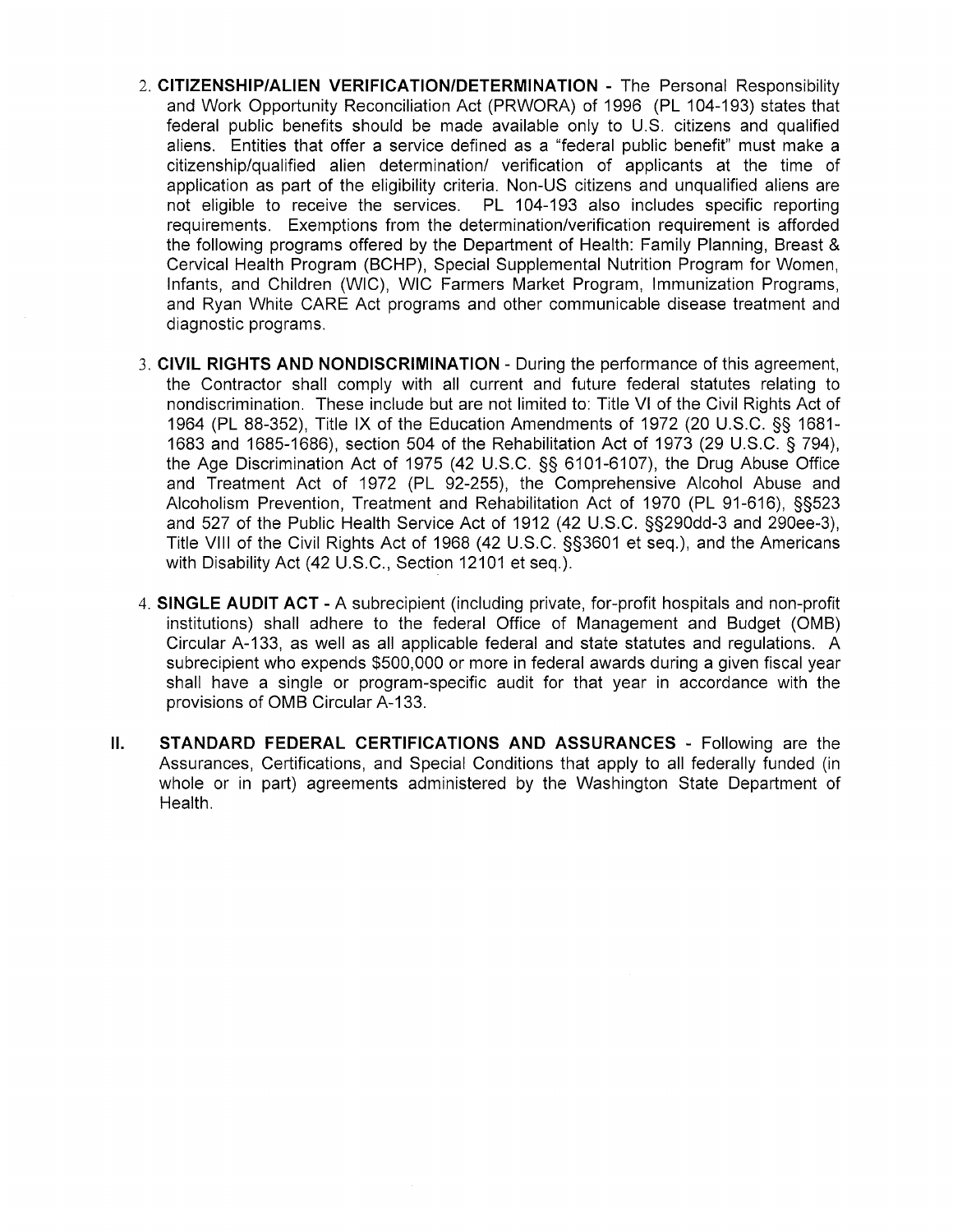2. **CITIZENSHIP/ALIEN VERIFICATION/DETERMINATION** - The Personal Responsibility and Work Opportunity Reconciliation Act (PRWORA) of 1996 (PL 104-193) states that federal public benefits should be made available only to U.S. citizens and qualified aliens. Entities that offer a service defined as a "federal public benefit" must make a citizenship/qualified alien determination/ verification of applicants at the time of application as part of the eligibility criteria. Non-US citizens and unqualified aliens are not eligible to receive the services. PL 104-193 also includes specific reporting requirements. Exemptions from the determination/verification requirement is afforded the following programs offered by the Department of Health: Family Planning, Breast & Cervical Health Program (BCHP), Special Supplemental Nutrition Program for Women, Infants, and Children (WIC), WIC Farmers Market Program, Immunization Programs, and Ryan White CARE Act programs and other communicable disease treatment and diagnostic programs.

3. **CIVIL RIGHTS AND NONDISCRIMINATION** - During the performance of this agreement, the Contractor shall comply with all current and future federal statutes relating to nondiscrimination. These include but are not limited to: Title VI of the Civil Rights Act of 1964 (PL 88-352), Title IX of the Education Amendments of 1972 (20 U.S.C. §§ 1681-1683 and 1685-1686), section 504 of the Rehabilitation Act of 1973 (29 U.S.C. § 794), the Age Discrimination Act of 1975 (42 U.S.C. §§ 6101-6107), the Drug Abuse Office and Treatment Act of 1972 (PL 92-255), the Comprehensive Alcohol Abuse and Alcoholism Prevention, Treatment and Rehabilitation Act of 1970 (PL 91-616), §§523 and 527 of the Public Health Service Act of 1912 (42 U.S.C. §§290dd-3 and 290ee-3), Title VIII of the Civil Rights Act of 1968 (42 U.S.C. §§3601 et seq.), and the Americans with Disability Act (42 U.S.C., Section 12101 et seq.).

4. **SINGLE AUDIT ACT** - A subrecipient (including private, for-profit hospitals and non-profit institutions) shall adhere to the federal Office of Management and Budget (OMB) Circular A-133, as well as all applicable federal and state statutes and regulations. A subrecipient who expends $500,000 or more in federal awards during a given fiscal year shall have a single or program-specific audit for that year in accordance with the provisions of OMB Circular A-133.

II. **STANDARD FEDERAL CERTIFICATIONS AND ASSURANCES** - Following are the Assurances, Certifications, and Special Conditions that apply to all federally funded (in whole or in part) agreements administered by the Washington State Department of Health.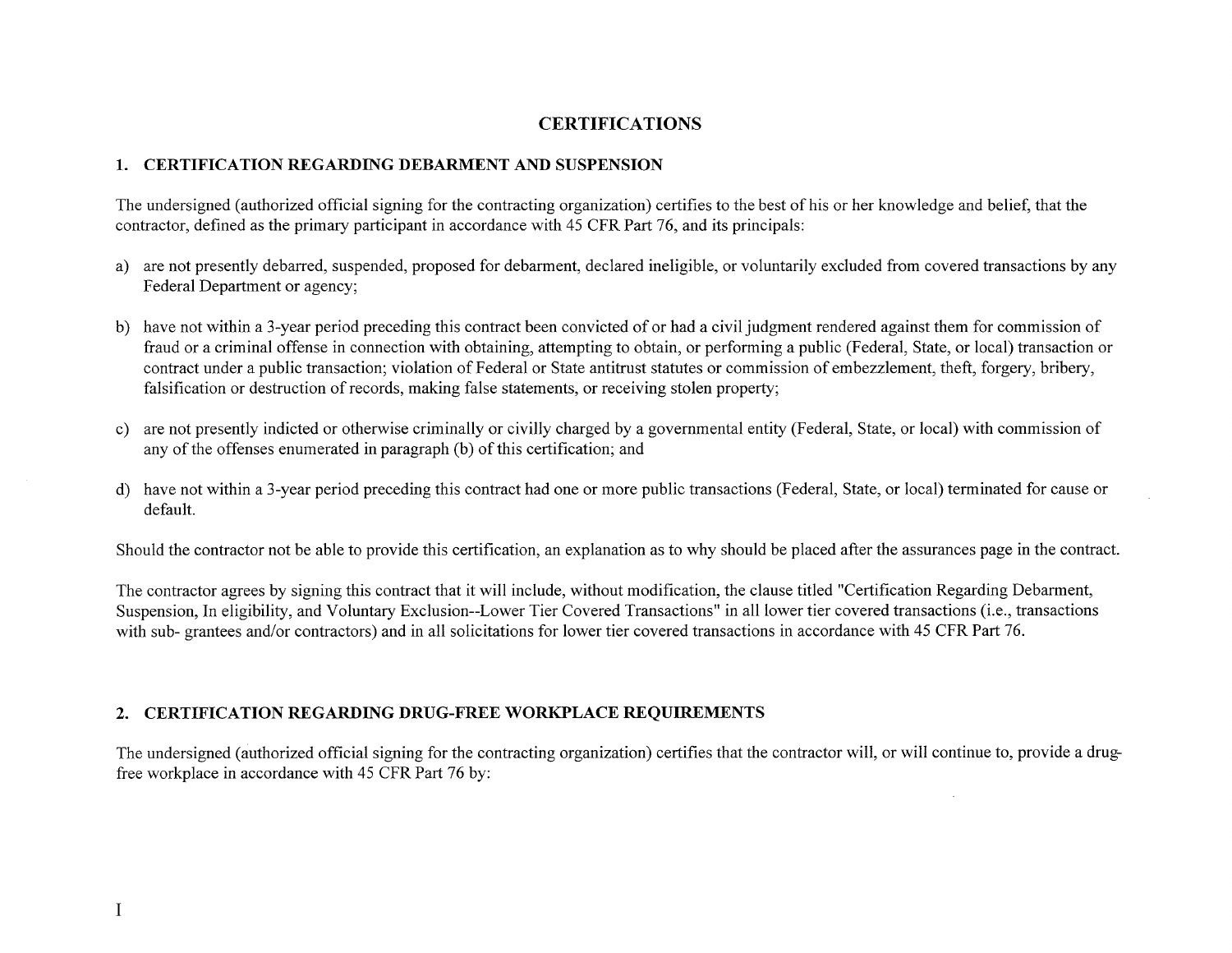# CERTIFICATIONS

## 1. CERTIFICATION REGARDING DEBARMENT AND SUSPENSION

The undersigned (authorized official signing for the contracting organization) certifies to the best of his or her knowledge and belief, that the contractor, defined as the primary participant in accordance with 45 CFR Part 76, and its principals:

a) are not presently debarred, suspended, proposed for debarment, declared ineligible, or voluntarily excluded from covered transactions by any Federal Department or agency;

b) have not within a 3-year period preceding this contract been convicted of or had a civil judgment rendered against them for commission of fraud or a criminal offense in connection with obtaining, attempting to obtain, or performing a public (Federal, State, or local) transaction or contract under a public transaction; violation of Federal or State antitrust statutes or commission of embezzlement, theft, forgery, bribery, falsification or destruction of records, making false statements, or receiving stolen property;

c) are not presently indicted or otherwise criminally or civilly charged by a governmental entity (Federal, State, or local) with commission of any of the offenses enumerated in paragraph (b) of this certification; and

d) have not within a 3-year period preceding this contract had one or more public transactions (Federal, State, or local) terminated for cause or default.

Should the contractor not be able to provide this certification, an explanation as to why should be placed after the assurances page in the contract.

The contractor agrees by signing this contract that it will include, without modification, the clause titled "Certification Regarding Debarment, Suspension, In eligibility, and Voluntary Exclusion--Lower Tier Covered Transactions" in all lower tier covered transactions (i.e., transactions with sub- grantees and/or contractors) and in all solicitations for lower tier covered transactions in accordance with 45 CFR Part 76.

## 2. CERTIFICATION REGARDING DRUG-FREE WORKPLACE REQUIREMENTS

The undersigned (authorized official signing for the contracting organization) certifies that the contractor will, or will continue to, provide a drug-free workplace in accordance with 45 CFR Part 76 by: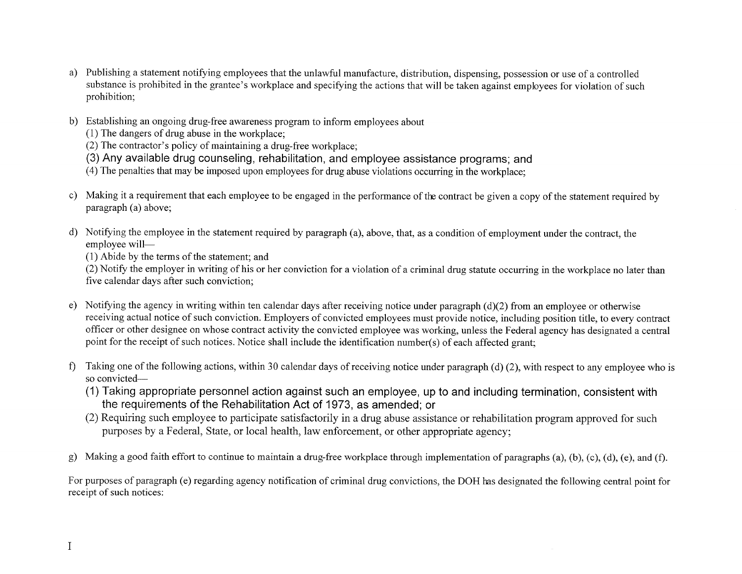a) Publishing a statement notifying employees that the unlawful manufacture, distribution, dispensing, possession or use of a controlled substance is prohibited in the grantee's workplace and specifying the actions that will be taken against employees for violation of such prohibition;

b) Establishing an ongoing drug-free awareness program to inform employees about
   (1) The dangers of drug abuse in the workplace;
   (2) The contractor's policy of maintaining a drug-free workplace;
   (3) Any available drug counseling, rehabilitation, and employee assistance programs; and
   (4) The penalties that may be imposed upon employees for drug abuse violations occurring in the workplace;

c) Making it a requirement that each employee to be engaged in the performance of the contract be given a copy of the statement required by paragraph (a) above;

d) Notifying the employee in the statement required by paragraph (a), above, that, as a condition of employment under the contract, the employee will—
   (1) Abide by the terms of the statement; and
   (2) Notify the employer in writing of his or her conviction for a violation of a criminal drug statute occurring in the workplace no later than five calendar days after such conviction;

e) Notifying the agency in writing within ten calendar days after receiving notice under paragraph (d)(2) from an employee or otherwise receiving actual notice of such conviction. Employers of convicted employees must provide notice, including position title, to every contract officer or other designee on whose contract activity the convicted employee was working, unless the Federal agency has designated a central point for the receipt of such notices. Notice shall include the identification number(s) of each affected grant;

f) Taking one of the following actions, within 30 calendar days of receiving notice under paragraph (d) (2), with respect to any employee who is so convicted—
   (1) Taking appropriate personnel action against such an employee, up to and including termination, consistent with the requirements of the Rehabilitation Act of 1973, as amended; or
   (2) Requiring such employee to participate satisfactorily in a drug abuse assistance or rehabilitation program approved for such purposes by a Federal, State, or local health, law enforcement, or other appropriate agency;

g) Making a good faith effort to continue to maintain a drug-free workplace through implementation of paragraphs (a), (b), (c), (d), (e), and (f).

For purposes of paragraph (e) regarding agency notification of criminal drug convictions, the DOH has designated the following central point for receipt of such notices:

I